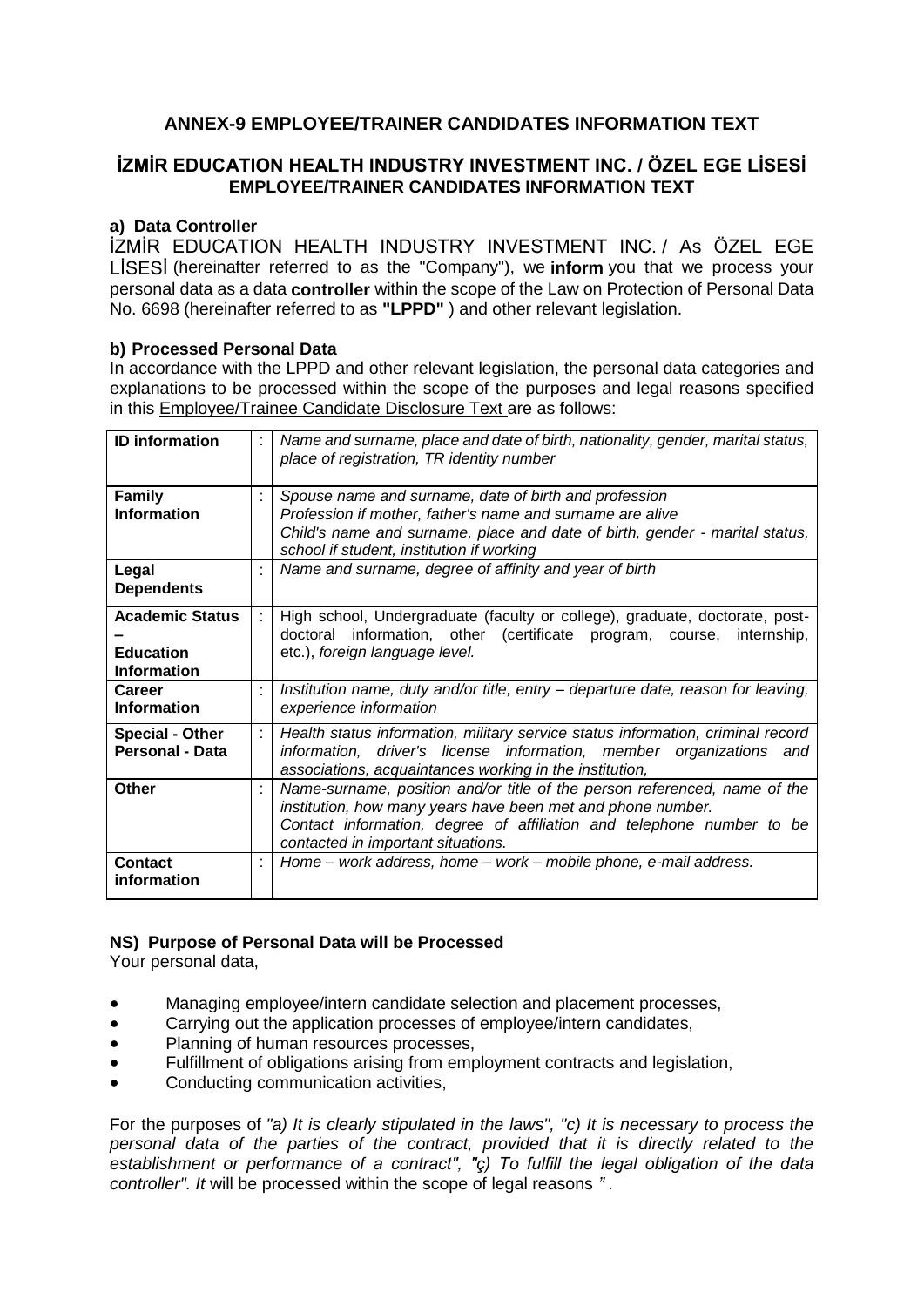## ANNEX-9 EMPLOYEE/TRAINER CANDIDATES INFORMATION TEXT

### İZMİR EDUCATION HEALTH INDUSTRY INVESTMENT INC. / ÖZEL EGE LİSESİ
### EMPLOYEE/TRAINER CANDIDATES INFORMATION TEXT

**a) Data Controller**

İZMİR EDUCATION HEALTH INDUSTRY INVESTMENT INC. / As ÖZEL EGE LİSESİ (hereinafter referred to as the "Company"), we **inform** you that we process your personal data as a data **controller** within the scope of the Law on Protection of Personal Data No. 6698 (hereinafter referred to as **"LPPD"** ) and other relevant legislation.

**b) Processed Personal Data**

In accordance with the LPPD and other relevant legislation, the personal data categories and explanations to be processed within the scope of the purposes and legal reasons specified in this Employee/Trainee Candidate Disclosure Text are as follows:

| **ID information** | : | *Name and surname, place and date of birth, nationality, gender, marital status, place of registration, TR identity number* |
|---|---|---|
| **Family Information** | : | *Spouse name and surname, date of birth and profession*<br>*Profession if mother, father's name and surname are alive*<br>*Child's name and surname, place and date of birth, gender - marital status, school if student, institution if working* |
| **Legal Dependents** | : | *Name and surname, degree of affinity and year of birth* |
| **Academic Status – Education Information** | : | High school, Undergraduate (faculty or college), graduate, doctorate, post-doctoral information, other (certificate program, course, internship, etc.), *foreign language level.* |
| **Career Information** | : | *Institution name, duty and/or title, entry – departure date, reason for leaving, experience information* |
| **Special - Other Personal - Data** | : | *Health status information, military service status information, criminal record information, driver's license information, member organizations and associations, acquaintances working in the institution,* |
| **Other** | : | *Name-surname, position and/or title of the person referenced, name of the institution, how many years have been met and phone number.*<br>*Contact information, degree of affiliation and telephone number to be contacted in important situations.* |
| **Contact information** | : | *Home – work address, home – work – mobile phone, e-mail address.* |

**NS) Purpose of Personal Data will be Processed**

Your personal data,

- Managing employee/intern candidate selection and placement processes,
- Carrying out the application processes of employee/intern candidates,
- Planning of human resources processes,
- Fulfillment of obligations arising from employment contracts and legislation,
- Conducting communication activities,

For the purposes of *"a) It is clearly stipulated in the laws", "c) It is necessary to process the personal data of the parties of the contract, provided that it is directly related to the establishment or performance of a contract", "ç) To fulfill the legal obligation of the data controller". It* will be processed within the scope of legal reasons *"*.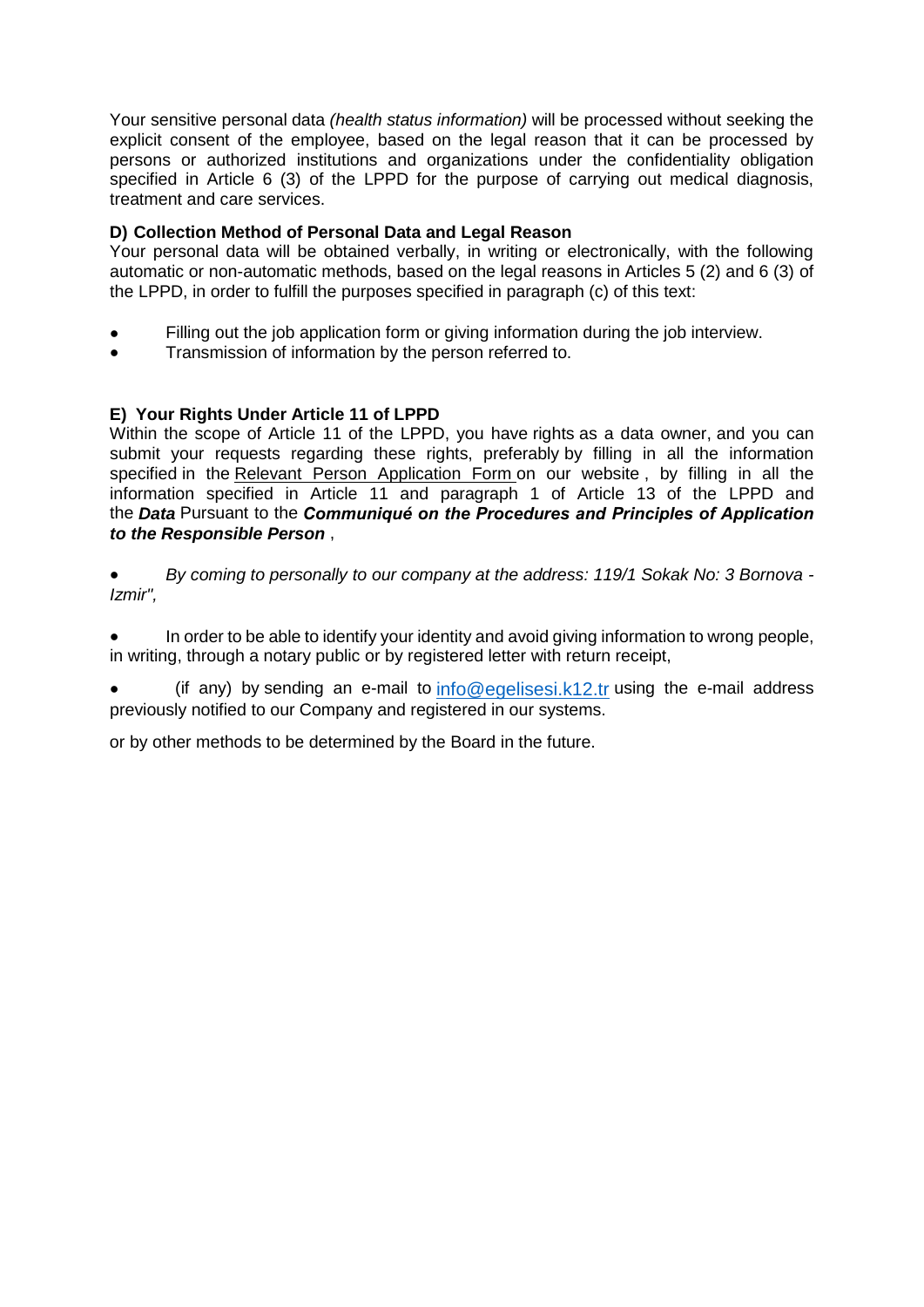Your sensitive personal data *(health status information)* will be processed without seeking the explicit consent of the employee, based on the legal reason that it can be processed by persons or authorized institutions and organizations under the confidentiality obligation specified in Article 6 (3) of the LPPD for the purpose of carrying out medical diagnosis, treatment and care services.

**D) Collection Method of Personal Data and Legal Reason**

Your personal data will be obtained verbally, in writing or electronically, with the following automatic or non-automatic methods, based on the legal reasons in Articles 5 (2) and 6 (3) of the LPPD, in order to fulfill the purposes specified in paragraph (c) of this text:

- Filling out the job application form or giving information during the job interview.
- Transmission of information by the person referred to.

**E) Your Rights Under Article 11 of LPPD**

Within the scope of Article 11 of the LPPD, you have rights as a data owner, and you can submit your requests regarding these rights, preferably by filling in all the information specified in the Relevant Person Application Form on our website , by filling in all the information specified in Article 11 and paragraph 1 of Article 13 of the LPPD and the ***Data*** Pursuant to the ***Communiqué on the Procedures and Principles of Application to the Responsible Person*** ,

- *By coming to personally to our company at the address: 119/1 Sokak No: 3 Bornova - Izmir",*
- In order to be able to identify your identity and avoid giving information to wrong people, in writing, through a notary public or by registered letter with return receipt,
- (if any) by sending an e-mail to info@egelisesi.k12.tr using the e-mail address previously notified to our Company and registered in our systems.

or by other methods to be determined by the Board in the future.